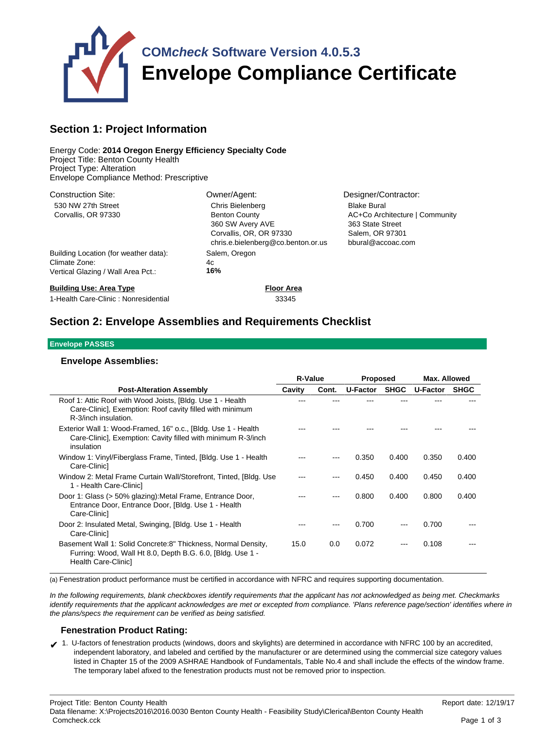# COM*check* Software Version 4.0.5.3
# Envelope Compliance Certificate

## Section 1: Project Information

Energy Code: **2014 Oregon Energy Efficiency Specialty Code**
Project Title: Benton County Health
Project Type: Alteration
Envelope Compliance Method: Prescriptive

**Construction Site:**
530 NW 27th Street
Corvallis, OR 97330

**Owner/Agent:**
Chris Bielenberg
Benton County
360 SW Avery AVE
Corvallis, OR, OR 97330
chris.e.bielenberg@co.benton.or.us

**Designer/Contractor:**
Blake Bural
AC+Co Architecture | Community
363 State Street
Salem, OR 97301
bbural@accoac.com

Building Location (for weather data): Salem, Oregon
Climate Zone: 4c
Vertical Glazing / Wall Area Pct.: **16%**

| Building Use: Area Type | Floor Area |
|---|---|
| 1-Health Care-Clinic : Nonresidential | 33345 |

## Section 2: Envelope Assemblies and Requirements Checklist

**Envelope PASSES**

### Envelope Assemblies:

| | R-Value | | Proposed | | Max. Allowed | |
|---|---|---|---|---|---|---|
| **Post-Alteration Assembly** | **Cavity** | **Cont.** | **U-Factor** | **SHGC** | **U-Factor** | **SHGC** |
| Roof 1: Attic Roof with Wood Joists, [Bldg. Use 1 - Health Care-Clinic], Exemption: Roof cavity filled with minimum R-3/inch insulation. | --- | --- | --- | --- | --- | --- |
| Exterior Wall 1: Wood-Framed, 16" o.c., [Bldg. Use 1 - Health Care-Clinic], Exemption: Cavity filled with minimum R-3/inch insulation | --- | --- | --- | --- | --- | --- |
| Window 1: Vinyl/Fiberglass Frame, Tinted, [Bldg. Use 1 - Health Care-Clinic] | --- | --- | 0.350 | 0.400 | 0.350 | 0.400 |
| Window 2: Metal Frame Curtain Wall/Storefront, Tinted, [Bldg. Use 1 - Health Care-Clinic] | --- | --- | 0.450 | 0.400 | 0.450 | 0.400 |
| Door 1: Glass (> 50% glazing):Metal Frame, Entrance Door, Entrance Door, Entrance Door, [Bldg. Use 1 - Health Care-Clinic] | --- | --- | 0.800 | 0.400 | 0.800 | 0.400 |
| Door 2: Insulated Metal, Swinging, [Bldg. Use 1 - Health Care-Clinic] | --- | --- | 0.700 | --- | 0.700 | --- |
| Basement Wall 1: Solid Concrete:8" Thickness, Normal Density, Furring: Wood, Wall Ht 8.0, Depth B.G. 6.0, [Bldg. Use 1 - Health Care-Clinic] | 15.0 | 0.0 | 0.072 | --- | 0.108 | --- |

(a) Fenestration product performance must be certified in accordance with NFRC and requires supporting documentation.

*In the following requirements, blank checkboxes identify requirements that the applicant has not acknowledged as being met. Checkmarks identify requirements that the applicant acknowledges are met or excepted from compliance. 'Plans reference page/section' identifies where in the plans/specs the requirement can be verified as being satisfied.*

### Fenestration Product Rating:

✔ 1. U-factors of fenestration products (windows, doors and skylights) are determined in accordance with NFRC 100 by an accredited, independent laboratory, and labeled and certified by the manufacturer or are determined using the commercial size category values listed in Chapter 15 of the 2009 ASHRAE Handbook of Fundamentals, Table No.4 and shall include the effects of the window frame. The temporary label afixed to the fenestration products must not be removed prior to inspection.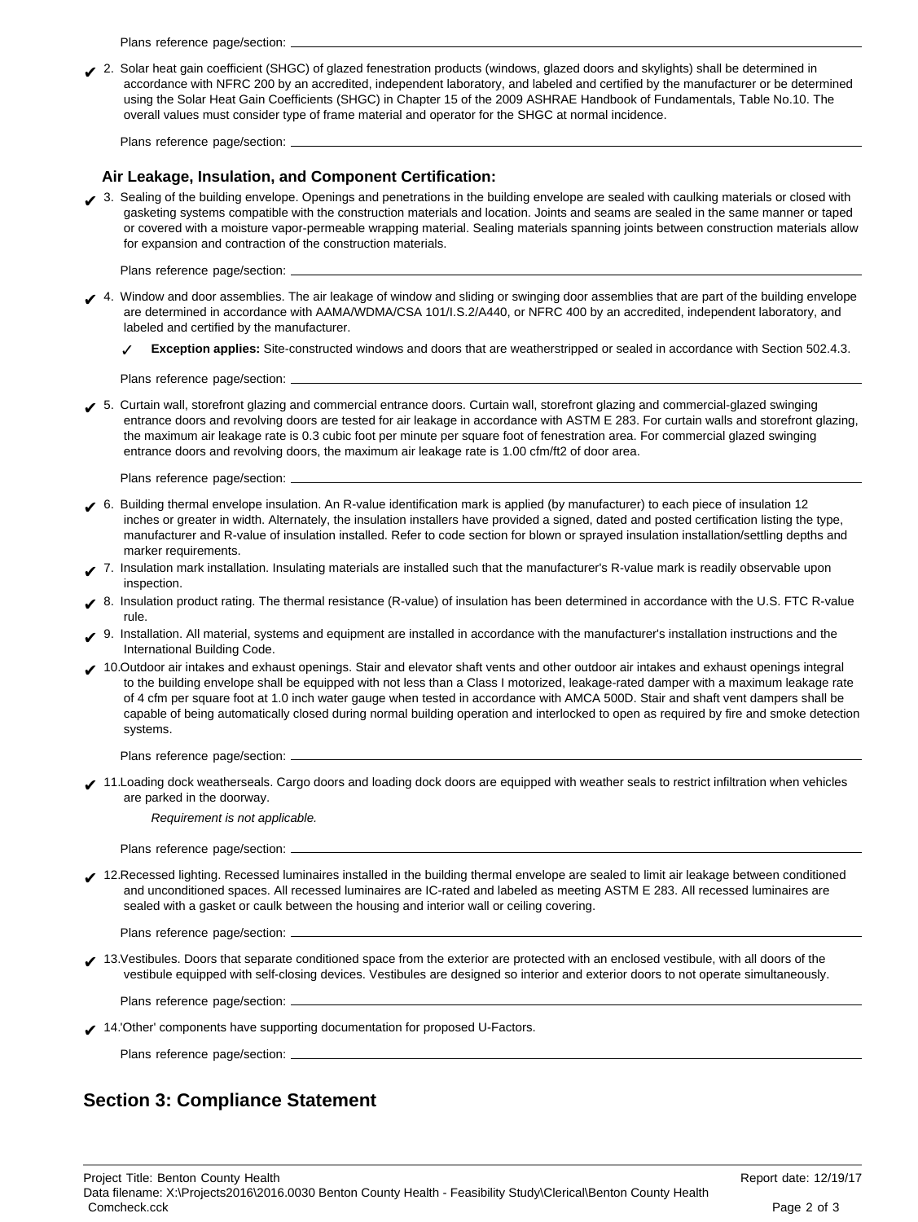Plans reference page/section: \_\_\_\_\_\_\_\_\_\_\_\_\_\_\_\_\_\_\_\_\_\_\_\_\_\_\_\_\_\_\_\_\_\_\_\_\_\_\_\_

✔ 2. Solar heat gain coefficient (SHGC) of glazed fenestration products (windows, glazed doors and skylights) shall be determined in accordance with NFRC 200 by an accredited, independent laboratory, and labeled and certified by the manufacturer or be determined using the Solar Heat Gain Coefficients (SHGC) in Chapter 15 of the 2009 ASHRAE Handbook of Fundamentals, Table No.10. The overall values must consider type of frame material and operator for the SHGC at normal incidence.

Plans reference page/section: \_\_\_\_\_\_\_\_\_\_\_\_\_\_\_\_\_\_\_\_\_\_\_\_\_\_\_\_\_\_\_\_\_\_\_\_\_\_\_\_

### Air Leakage, Insulation, and Component Certification:

✔ 3. Sealing of the building envelope. Openings and penetrations in the building envelope are sealed with caulking materials or closed with gasketing systems compatible with the construction materials and location. Joints and seams are sealed in the same manner or taped or covered with a moisture vapor-permeable wrapping material. Sealing materials spanning joints between construction materials allow for expansion and contraction of the construction materials.

Plans reference page/section: \_\_\_\_\_\_\_\_\_\_\_\_\_\_\_\_\_\_\_\_\_\_\_\_\_\_\_\_\_\_\_\_\_\_\_\_\_\_\_\_

✔ 4. Window and door assemblies. The air leakage of window and sliding or swinging door assemblies that are part of the building envelope are determined in accordance with AAMA/WDMA/CSA 101/I.S.2/A440, or NFRC 400 by an accredited, independent laboratory, and labeled and certified by the manufacturer.

✓ **Exception applies:** Site-constructed windows and doors that are weatherstripped or sealed in accordance with Section 502.4.3.

Plans reference page/section: \_\_\_\_\_\_\_\_\_\_\_\_\_\_\_\_\_\_\_\_\_\_\_\_\_\_\_\_\_\_\_\_\_\_\_\_\_\_\_\_

✔ 5. Curtain wall, storefront glazing and commercial entrance doors. Curtain wall, storefront glazing and commercial-glazed swinging entrance doors and revolving doors are tested for air leakage in accordance with ASTM E 283. For curtain walls and storefront glazing, the maximum air leakage rate is 0.3 cubic foot per minute per square foot of fenestration area. For commercial glazed swinging entrance doors and revolving doors, the maximum air leakage rate is 1.00 cfm/ft2 of door area.

Plans reference page/section: \_\_\_\_\_\_\_\_\_\_\_\_\_\_\_\_\_\_\_\_\_\_\_\_\_\_\_\_\_\_\_\_\_\_\_\_\_\_\_\_

✔ 6. Building thermal envelope insulation. An R-value identification mark is applied (by manufacturer) to each piece of insulation 12 inches or greater in width. Alternately, the insulation installers have provided a signed, dated and posted certification listing the type, manufacturer and R-value of insulation installed. Refer to code section for blown or sprayed insulation installation/settling depths and marker requirements.

✔ 7. Insulation mark installation. Insulating materials are installed such that the manufacturer's R-value mark is readily observable upon inspection.

✔ 8. Insulation product rating. The thermal resistance (R-value) of insulation has been determined in accordance with the U.S. FTC R-value rule.

✔ 9. Installation. All material, systems and equipment are installed in accordance with the manufacturer's installation instructions and the International Building Code.

✔ 10.Outdoor air intakes and exhaust openings. Stair and elevator shaft vents and other outdoor air intakes and exhaust openings integral to the building envelope shall be equipped with not less than a Class I motorized, leakage-rated damper with a maximum leakage rate of 4 cfm per square foot at 1.0 inch water gauge when tested in accordance with AMCA 500D. Stair and shaft vent dampers shall be capable of being automatically closed during normal building operation and interlocked to open as required by fire and smoke detection systems.

Plans reference page/section: \_\_\_\_\_\_\_\_\_\_\_\_\_\_\_\_\_\_\_\_\_\_\_\_\_\_\_\_\_\_\_\_\_\_\_\_\_\_\_\_

✔ 11.Loading dock weatherseals. Cargo doors and loading dock doors are equipped with weather seals to restrict infiltration when vehicles are parked in the doorway.

*Requirement is not applicable.*

Plans reference page/section: \_\_\_\_\_\_\_\_\_\_\_\_\_\_\_\_\_\_\_\_\_\_\_\_\_\_\_\_\_\_\_\_\_\_\_\_\_\_\_\_

✔ 12.Recessed lighting. Recessed luminaires installed in the building thermal envelope are sealed to limit air leakage between conditioned and unconditioned spaces. All recessed luminaires are IC-rated and labeled as meeting ASTM E 283. All recessed luminaires are sealed with a gasket or caulk between the housing and interior wall or ceiling covering.

Plans reference page/section: \_\_\_\_\_\_\_\_\_\_\_\_\_\_\_\_\_\_\_\_\_\_\_\_\_\_\_\_\_\_\_\_\_\_\_\_\_\_\_\_

✔ 13.Vestibules. Doors that separate conditioned space from the exterior are protected with an enclosed vestibule, with all doors of the vestibule equipped with self-closing devices. Vestibules are designed so interior and exterior doors to not operate simultaneously.

Plans reference page/section: \_\_\_\_\_\_\_\_\_\_\_\_\_\_\_\_\_\_\_\_\_\_\_\_\_\_\_\_\_\_\_\_\_\_\_\_\_\_\_\_

✔ 14.'Other' components have supporting documentation for proposed U-Factors.

Plans reference page/section: \_\_\_\_\_\_\_\_\_\_\_\_\_\_\_\_\_\_\_\_\_\_\_\_\_\_\_\_\_\_\_\_\_\_\_\_\_\_\_\_

## Section 3: Compliance Statement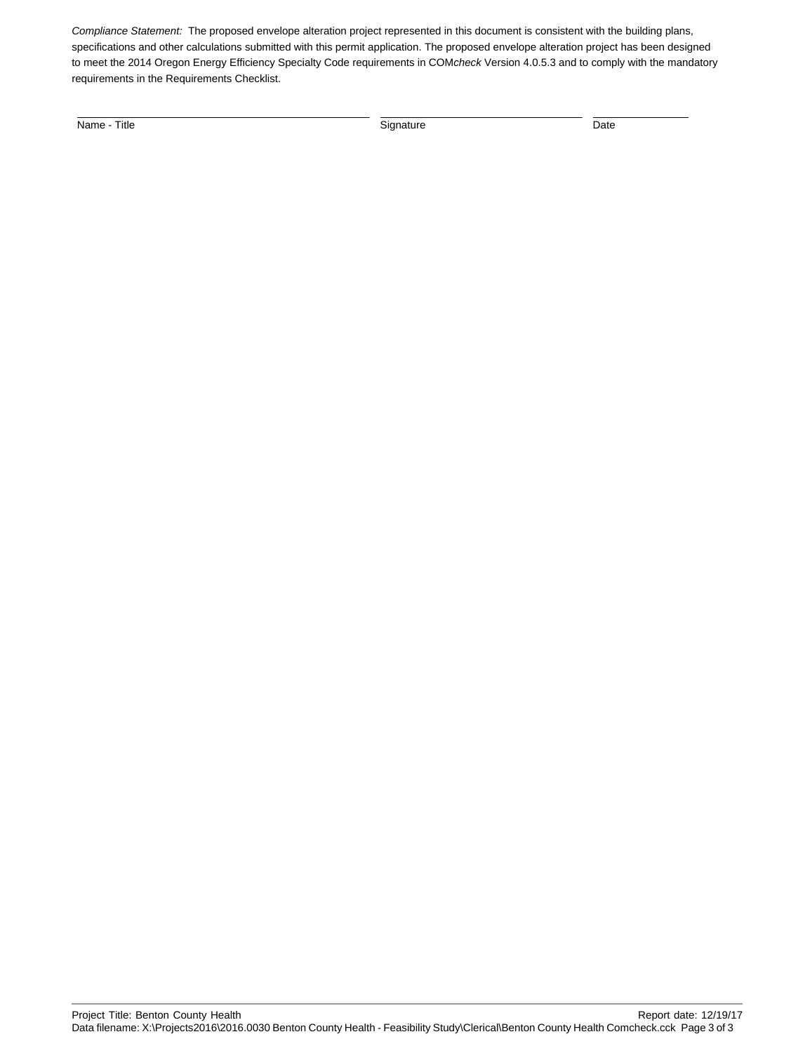*Compliance Statement:* The proposed envelope alteration project represented in this document is consistent with the building plans, specifications and other calculations submitted with this permit application. The proposed envelope alteration project has been designed to meet the 2014 Oregon Energy Efficiency Specialty Code requirements in COM*check* Version 4.0.5.3 and to comply with the mandatory requirements in the Requirements Checklist.

| | | |
|---|---|---|
| \_\_\_\_\_\_\_\_\_\_\_\_\_\_\_\_\_\_\_\_\_\_\_\_\_\_\_\_\_\_ | \_\_\_\_\_\_\_\_\_\_\_\_\_\_\_\_\_\_\_\_\_\_ | \_\_\_\_\_\_\_\_\_\_ |
| Name - Title | Signature | Date |